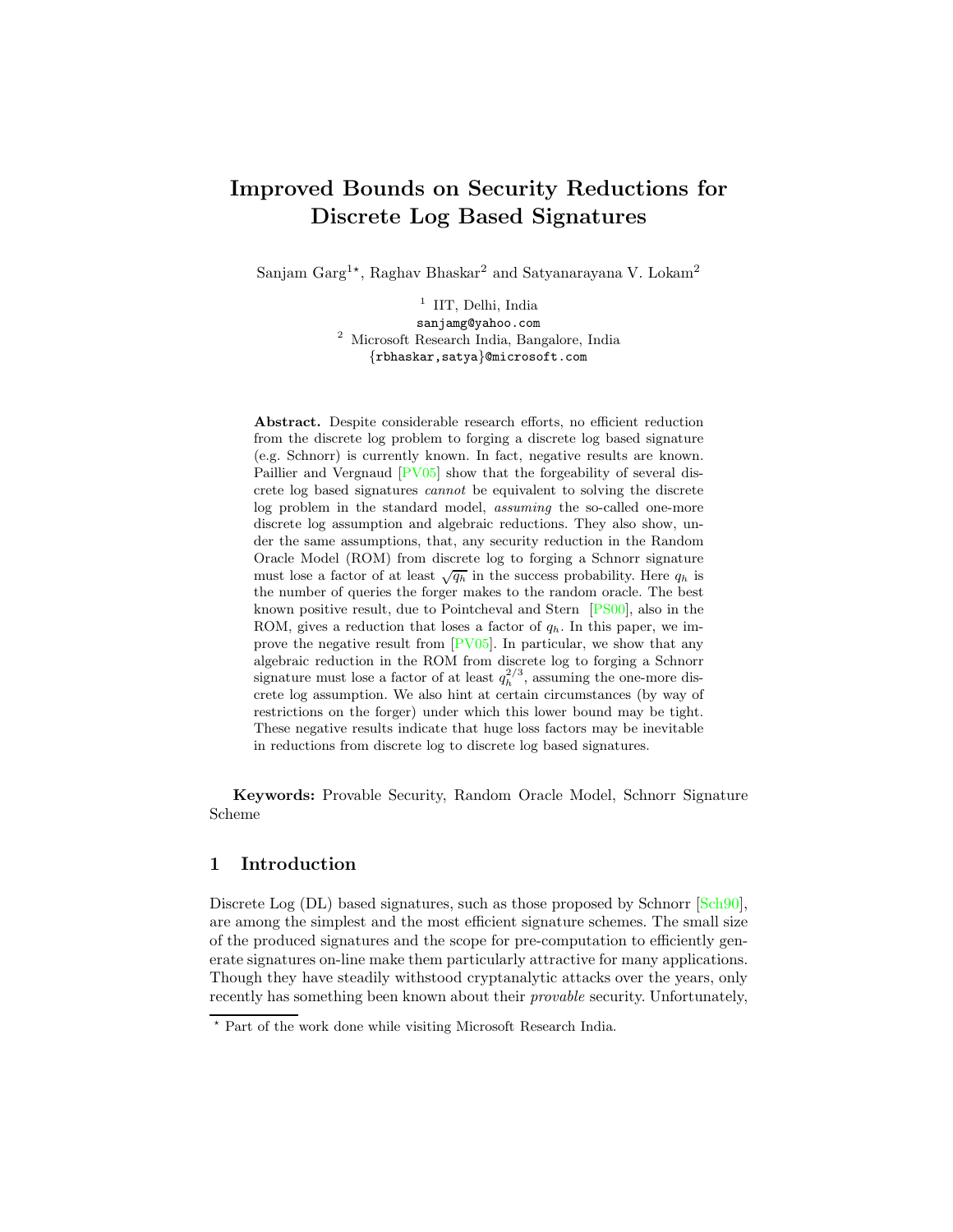# Improved Bounds on Security Reductions for Discrete Log Based Signatures

Sanjam Garg[1*], Raghav Bhaskar[2] and Satyanarayana V. Lokam[2]

[1] IIT, Delhi, India
sanjamg@yahoo.com
[2] Microsoft Research India, Bangalore, India
{rbhaskar,satya}@microsoft.com

**Abstract.** Despite considerable research efforts, no efficient reduction from the discrete log problem to forging a discrete log based signature (e.g. Schnorr) is currently known. In fact, negative results are known. Paillier and Vergnaud [PV05] show that the forgeability of several discrete log based signatures *cannot* be equivalent to solving the discrete log problem in the standard model, *assuming* the so-called one-more discrete log assumption and algebraic reductions. They also show, under the same assumptions, that, any security reduction in the Random Oracle Model (ROM) from discrete log to forging a Schnorr signature must lose a factor of at least $\sqrt{q_h}$ in the success probability. Here $q_h$ is the number of queries the forger makes to the random oracle. The best known positive result, due to Pointcheval and Stern [PS00], also in the ROM, gives a reduction that loses a factor of $q_h$. In this paper, we improve the negative result from [PV05]. In particular, we show that any algebraic reduction in the ROM from discrete log to forging a Schnorr signature must lose a factor of at least $q_h^{2/3}$, assuming the one-more discrete log assumption. We also hint at certain circumstances (by way of restrictions on the forger) under which this lower bound may be tight. These negative results indicate that huge loss factors may be inevitable in reductions from discrete log to discrete log based signatures.

**Keywords:** Provable Security, Random Oracle Model, Schnorr Signature Scheme

## 1 Introduction

Discrete Log (DL) based signatures, such as those proposed by Schnorr [Sch90], are among the simplest and the most efficient signature schemes. The small size of the produced signatures and the scope for pre-computation to efficiently generate signatures on-line make them particularly attractive for many applications. Though they have steadily withstood cryptanalytic attacks over the years, only recently has something been known about their *provable* security. Unfortunately,

* Part of the work done while visiting Microsoft Research India.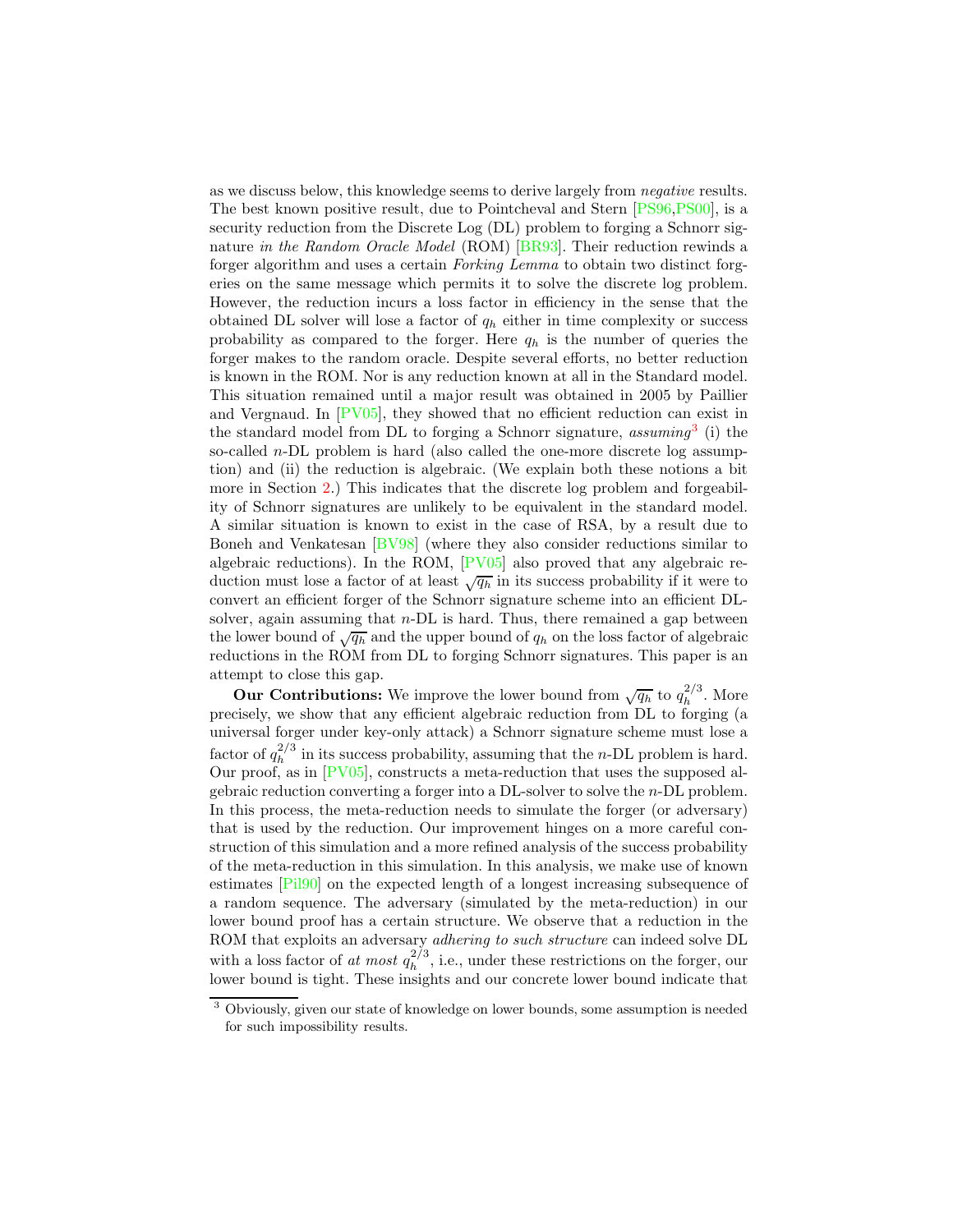as we discuss below, this knowledge seems to derive largely from *negative* results. The best known positive result, due to Pointcheval and Stern [PS96,PS00], is a security reduction from the Discrete Log (DL) problem to forging a Schnorr signature *in the Random Oracle Model* (ROM) [BR93]. Their reduction rewinds a forger algorithm and uses a certain *Forking Lemma* to obtain two distinct forgeries on the same message which permits it to solve the discrete log problem. However, the reduction incurs a loss factor in efficiency in the sense that the obtained DL solver will lose a factor of $q_h$ either in time complexity or success probability as compared to the forger. Here $q_h$ is the number of queries the forger makes to the random oracle. Despite several efforts, no better reduction is known in the ROM. Nor is any reduction known at all in the Standard model. This situation remained until a major result was obtained in 2005 by Paillier and Vergnaud. In [PV05], they showed that no efficient reduction can exist in the standard model from DL to forging a Schnorr signature, *assuming*[3] (i) the so-called $n$-DL problem is hard (also called the one-more discrete log assumption) and (ii) the reduction is algebraic. (We explain both these notions a bit more in Section 2.) This indicates that the discrete log problem and forgeability of Schnorr signatures are unlikely to be equivalent in the standard model. A similar situation is known to exist in the case of RSA, by a result due to Boneh and Venkatesan [BV98] (where they also consider reductions similar to algebraic reductions). In the ROM, [PV05] also proved that any algebraic reduction must lose a factor of at least $\sqrt{q_h}$ in its success probability if it were to convert an efficient forger of the Schnorr signature scheme into an efficient DL-solver, again assuming that $n$-DL is hard. Thus, there remained a gap between the lower bound of $\sqrt{q_h}$ and the upper bound of $q_h$ on the loss factor of algebraic reductions in the ROM from DL to forging Schnorr signatures. This paper is an attempt to close this gap.

**Our Contributions:** We improve the lower bound from $\sqrt{q_h}$ to $q_h^{2/3}$. More precisely, we show that any efficient algebraic reduction from DL to forging (a universal forger under key-only attack) a Schnorr signature scheme must lose a factor of $q_h^{2/3}$ in its success probability, assuming that the $n$-DL problem is hard. Our proof, as in [PV05], constructs a meta-reduction that uses the supposed algebraic reduction converting a forger into a DL-solver to solve the $n$-DL problem. In this process, the meta-reduction needs to simulate the forger (or adversary) that is used by the reduction. Our improvement hinges on a more careful construction of this simulation and a more refined analysis of the success probability of the meta-reduction in this simulation. In this analysis, we make use of known estimates [Pil90] on the expected length of a longest increasing subsequence of a random sequence. The adversary (simulated by the meta-reduction) in our lower bound proof has a certain structure. We observe that a reduction in the ROM that exploits an adversary *adhering to such structure* can indeed solve DL with a loss factor of *at most* $q_h^{2/3}$, i.e., under these restrictions on the forger, our lower bound is tight. These insights and our concrete lower bound indicate that

[3] Obviously, given our state of knowledge on lower bounds, some assumption is needed for such impossibility results.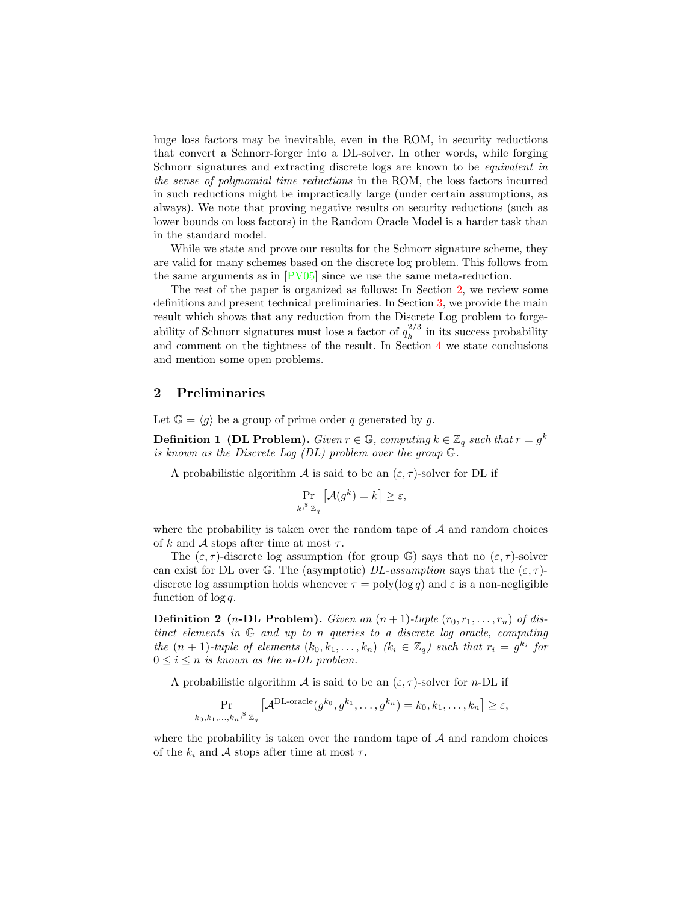huge loss factors may be inevitable, even in the ROM, in security reductions that convert a Schnorr-forger into a DL-solver. In other words, while forging Schnorr signatures and extracting discrete logs are known to be *equivalent in the sense of polynomial time reductions* in the ROM, the loss factors incurred in such reductions might be impractically large (under certain assumptions, as always). We note that proving negative results on security reductions (such as lower bounds on loss factors) in the Random Oracle Model is a harder task than in the standard model.

While we state and prove our results for the Schnorr signature scheme, they are valid for many schemes based on the discrete log problem. This follows from the same arguments as in [PV05] since we use the same meta-reduction.

The rest of the paper is organized as follows: In Section 2, we review some definitions and present technical preliminaries. In Section 3, we provide the main result which shows that any reduction from the Discrete Log problem to forgeability of Schnorr signatures must lose a factor of $q_h^{2/3}$ in its success probability and comment on the tightness of the result. In Section 4 we state conclusions and mention some open problems.

## 2 Preliminaries

Let $\mathbb{G} = \langle g \rangle$ be a group of prime order $q$ generated by $g$.

**Definition 1 (DL Problem).** *Given $r \in \mathbb{G}$, computing $k \in \mathbb{Z}_q$ such that $r = g^k$ is known as the Discrete Log (DL) problem over the group $\mathbb{G}$.*

A probabilistic algorithm $\mathcal{A}$ is said to be an $(\varepsilon, \tau)$-solver for DL if

$$\Pr_{k \xleftarrow{\$} \mathbb{Z}_q} \left[\mathcal{A}(g^k) = k\right] \geq \varepsilon,$$

where the probability is taken over the random tape of $\mathcal{A}$ and random choices of $k$ and $\mathcal{A}$ stops after time at most $\tau$.

The $(\varepsilon, \tau)$-discrete log assumption (for group $\mathbb{G}$) says that no $(\varepsilon, \tau)$-solver can exist for DL over $\mathbb{G}$. The (asymptotic) *DL-assumption* says that the $(\varepsilon, \tau)$-discrete log assumption holds whenever $\tau = \text{poly}(\log q)$ and $\varepsilon$ is a non-negligible function of $\log q$.

**Definition 2 ($n$-DL Problem).** *Given an $(n+1)$-tuple $(r_0, r_1, \ldots, r_n)$ of distinct elements in $\mathbb{G}$ and up to $n$ queries to a discrete log oracle, computing the $(n+1)$-tuple of elements $(k_0, k_1, \ldots, k_n)$ ($k_i \in \mathbb{Z}_q$) such that $r_i = g^{k_i}$ for $0 \leq i \leq n$ is known as the $n$-DL problem.*

A probabilistic algorithm $\mathcal{A}$ is said to be an $(\varepsilon, \tau)$-solver for $n$-DL if

$$\Pr_{k_0, k_1, \ldots, k_n \xleftarrow{\$} \mathbb{Z}_q} \left[\mathcal{A}^{\text{DL-oracle}}(g^{k_0}, g^{k_1}, \ldots, g^{k_n}) = k_0, k_1, \ldots, k_n\right] \geq \varepsilon,$$

where the probability is taken over the random tape of $\mathcal{A}$ and random choices of the $k_i$ and $\mathcal{A}$ stops after time at most $\tau$.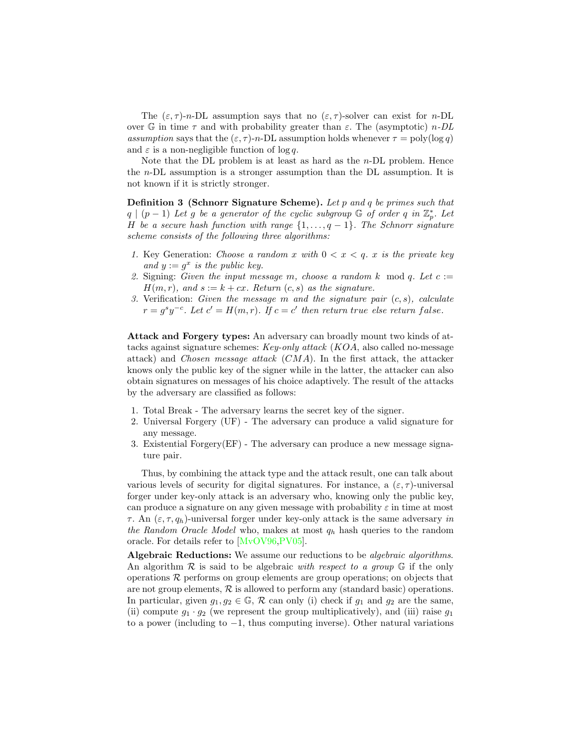The $(\varepsilon, \tau)$-$n$-DL assumption says that no $(\varepsilon, \tau)$-solver can exist for $n$-DL over $\mathbb{G}$ in time $\tau$ and with probability greater than $\varepsilon$. The (asymptotic) *$n$-DL assumption* says that the $(\varepsilon, \tau)$-$n$-DL assumption holds whenever $\tau = \text{poly}(\log q)$ and $\varepsilon$ is a non-negligible function of $\log q$.

Note that the DL problem is at least as hard as the $n$-DL problem. Hence the $n$-DL assumption is a stronger assumption than the DL assumption. It is not known if it is strictly stronger.

**Definition 3 (Schnorr Signature Scheme).** *Let $p$ and $q$ be primes such that $q \mid (p-1)$ Let $g$ be a generator of the cyclic subgroup $\mathbb{G}$ of order $q$ in $\mathbb{Z}_p^*$. Let $H$ be a secure hash function with range $\{1, \ldots, q-1\}$. The Schnorr signature scheme consists of the following three algorithms:*

1. Key Generation: *Choose a random $x$ with $0 < x < q$. $x$ is the private key and $y := g^x$ is the public key.*
2. Signing: *Given the input message $m$, choose a random $k \mod q$. Let $c := H(m, r)$, and $s := k + cx$. Return $(c, s)$ as the signature.*
3. Verification: *Given the message $m$ and the signature pair $(c, s)$, calculate $r = g^s y^{-c}$. Let $c' = H(m, r)$. If $c = c'$ then return $true$ else return $false$.*

**Attack and Forgery types:** An adversary can broadly mount two kinds of attacks against signature schemes: *Key-only attack* (*KOA*, also called no-message attack) and *Chosen message attack* (*CMA*). In the first attack, the attacker knows only the public key of the signer while in the latter, the attacker can also obtain signatures on messages of his choice adaptively. The result of the attacks by the adversary are classified as follows:

1. Total Break - The adversary learns the secret key of the signer.
2. Universal Forgery (UF) - The adversary can produce a valid signature for any message.
3. Existential Forgery(EF) - The adversary can produce a new message signature pair.

Thus, by combining the attack type and the attack result, one can talk about various levels of security for digital signatures. For instance, a $(\varepsilon, \tau)$-universal forger under key-only attack is an adversary who, knowing only the public key, can produce a signature on any given message with probability $\varepsilon$ in time at most $\tau$. An $(\varepsilon, \tau, q_h)$-universal forger under key-only attack is the same adversary *in the Random Oracle Model* who, makes at most $q_h$ hash queries to the random oracle. For details refer to [MvOV96,PV05].

**Algebraic Reductions:** We assume our reductions to be *algebraic algorithms*. An algorithm $\mathcal{R}$ is said to be algebraic *with respect to a group* $\mathbb{G}$ if the only operations $\mathcal{R}$ performs on group elements are group operations; on objects that are not group elements, $\mathcal{R}$ is allowed to perform any (standard basic) operations. In particular, given $g_1, g_2 \in \mathbb{G}$, $\mathcal{R}$ can only (i) check if $g_1$ and $g_2$ are the same, (ii) compute $g_1 \cdot g_2$ (we represent the group multiplicatively), and (iii) raise $g_1$ to a power (including to $-1$, thus computing inverse). Other natural variations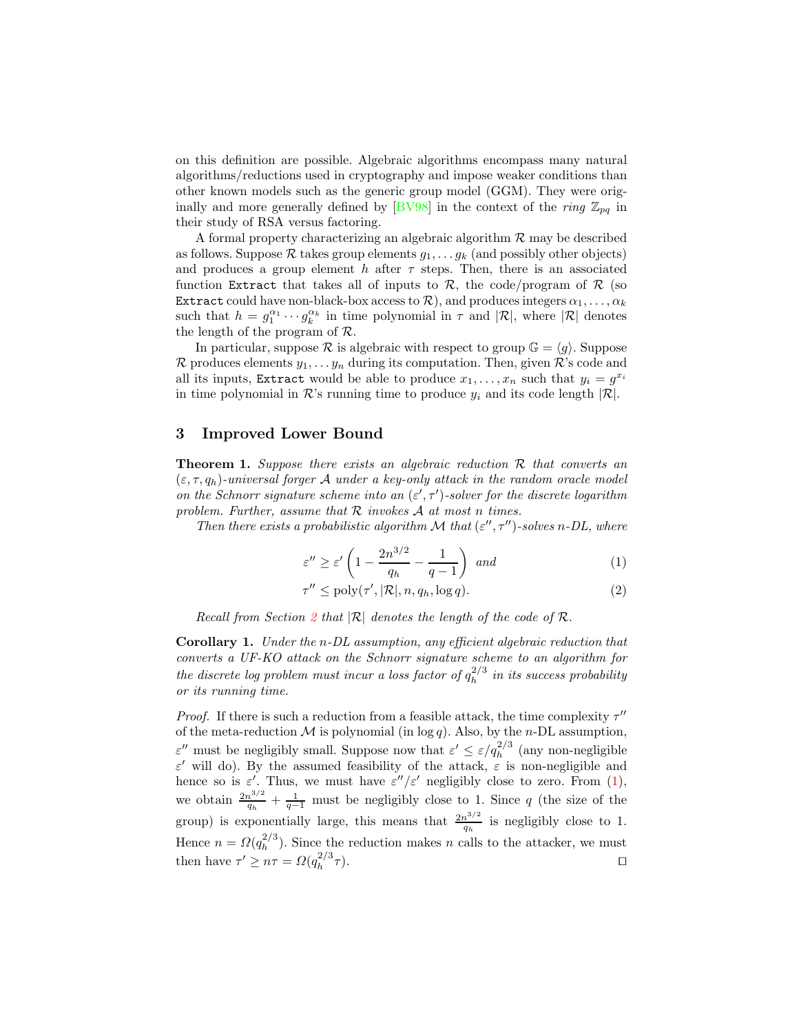on this definition are possible. Algebraic algorithms encompass many natural algorithms/reductions used in cryptography and impose weaker conditions than other known models such as the generic group model (GGM). They were originally and more generally defined by [BV98] in the context of the *ring* $\mathbb{Z}_{pq}$ in their study of RSA versus factoring.

A formal property characterizing an algebraic algorithm $\mathcal{R}$ may be described as follows. Suppose $\mathcal{R}$ takes group elements $g_1, \ldots g_k$ (and possibly other objects) and produces a group element $h$ after $\tau$ steps. Then, there is an associated function `Extract` that takes all of inputs to $\mathcal{R}$, the code/program of $\mathcal{R}$ (so `Extract` could have non-black-box access to $\mathcal{R}$), and produces integers $\alpha_1, \ldots, \alpha_k$ such that $h = g_1^{\alpha_1} \cdots g_k^{\alpha_k}$ in time polynomial in $\tau$ and $|\mathcal{R}|$, where $|\mathcal{R}|$ denotes the length of the program of $\mathcal{R}$.

In particular, suppose $\mathcal{R}$ is algebraic with respect to group $\mathbb{G} = \langle g \rangle$. Suppose $\mathcal{R}$ produces elements $y_1, \ldots y_n$ during its computation. Then, given $\mathcal{R}$'s code and all its inputs, `Extract` would be able to produce $x_1, \ldots, x_n$ such that $y_i = g^{x_i}$ in time polynomial in $\mathcal{R}$'s running time to produce $y_i$ and its code length $|\mathcal{R}|$.

## 3 Improved Lower Bound

**Theorem 1.** *Suppose there exists an algebraic reduction $\mathcal{R}$ that converts an $(\varepsilon, \tau, q_h)$-universal forger $\mathcal{A}$ under a key-only attack in the random oracle model on the Schnorr signature scheme into an $(\varepsilon', \tau')$-solver for the discrete logarithm problem. Further, assume that $\mathcal{R}$ invokes $\mathcal{A}$ at most $n$ times.*

*Then there exists a probabilistic algorithm $\mathcal{M}$ that $(\varepsilon'', \tau'')$-solves $n$-DL, where*

$$\varepsilon'' \geq \varepsilon' \left(1 - \frac{2n^{3/2}}{q_h} - \frac{1}{q-1}\right) \text{ and} \tag{1}$$

$$\tau'' \leq \operatorname{poly}(\tau', |\mathcal{R}|, n, q_h, \log q). \tag{2}$$

*Recall from Section 2 that $|\mathcal{R}|$ denotes the length of the code of $\mathcal{R}$.*

**Corollary 1.** *Under the $n$-DL assumption, any efficient algebraic reduction that converts a UF-KO attack on the Schnorr signature scheme to an algorithm for the discrete log problem must incur a loss factor of $q_h^{2/3}$ in its success probability or its running time.*

*Proof.* If there is such a reduction from a feasible attack, the time complexity $\tau''$ of the meta-reduction $\mathcal{M}$ is polynomial (in $\log q$). Also, by the $n$-DL assumption, $\varepsilon''$ must be negligibly small. Suppose now that $\varepsilon' \leq \varepsilon / q_h^{2/3}$ (any non-negligible $\varepsilon'$ will do). By the assumed feasibility of the attack, $\varepsilon$ is non-negligible and hence so is $\varepsilon'$. Thus, we must have $\varepsilon''/\varepsilon'$ negligibly close to zero. From (1), we obtain $\frac{2n^{3/2}}{q_h} + \frac{1}{q-1}$ must be negligibly close to 1. Since $q$ (the size of the group) is exponentially large, this means that $\frac{2n^{3/2}}{q_h}$ is negligibly close to 1. Hence $n = \Omega(q_h^{2/3})$. Since the reduction makes $n$ calls to the attacker, we must then have $\tau' \geq n\tau = \Omega(q_h^{2/3}\tau)$. $\square$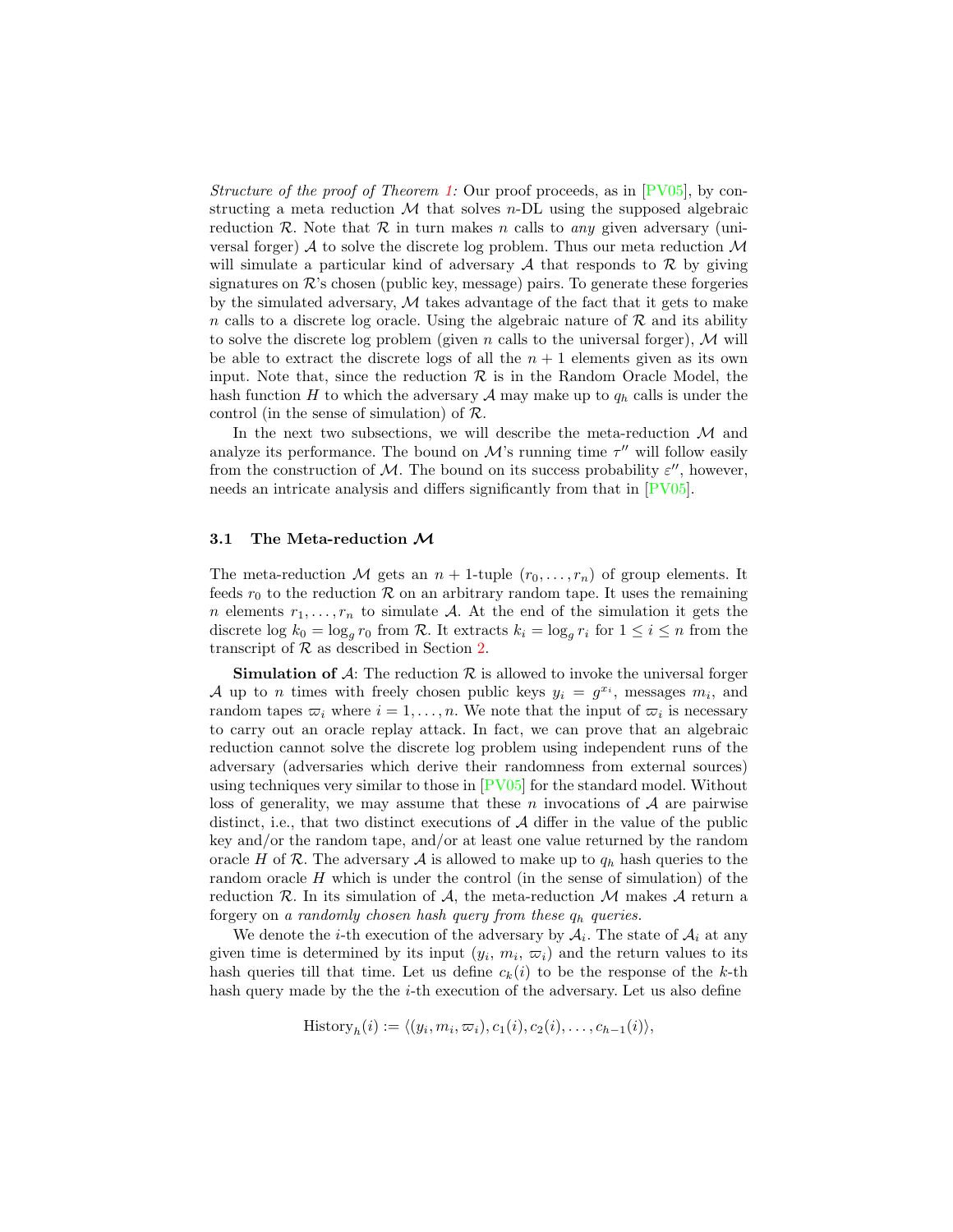*Structure of the proof of Theorem 1:* Our proof proceeds, as in [PV05], by constructing a meta reduction $\mathcal{M}$ that solves $n$-DL using the supposed algebraic reduction $\mathcal{R}$. Note that $\mathcal{R}$ in turn makes $n$ calls to *any* given adversary (universal forger) $\mathcal{A}$ to solve the discrete log problem. Thus our meta reduction $\mathcal{M}$ will simulate a particular kind of adversary $\mathcal{A}$ that responds to $\mathcal{R}$ by giving signatures on $\mathcal{R}$'s chosen (public key, message) pairs. To generate these forgeries by the simulated adversary, $\mathcal{M}$ takes advantage of the fact that it gets to make $n$ calls to a discrete log oracle. Using the algebraic nature of $\mathcal{R}$ and its ability to solve the discrete log problem (given $n$ calls to the universal forger), $\mathcal{M}$ will be able to extract the discrete logs of all the $n+1$ elements given as its own input. Note that, since the reduction $\mathcal{R}$ is in the Random Oracle Model, the hash function $H$ to which the adversary $\mathcal{A}$ may make up to $q_h$ calls is under the control (in the sense of simulation) of $\mathcal{R}$.

In the next two subsections, we will describe the meta-reduction $\mathcal{M}$ and analyze its performance. The bound on $\mathcal{M}$'s running time $\tau''$ will follow easily from the construction of $\mathcal{M}$. The bound on its success probability $\varepsilon''$, however, needs an intricate analysis and differs significantly from that in [PV05].

### 3.1 The Meta-reduction $\mathcal{M}$

The meta-reduction $\mathcal{M}$ gets an $n+1$-tuple $(r_0, \ldots, r_n)$ of group elements. It feeds $r_0$ to the reduction $\mathcal{R}$ on an arbitrary random tape. It uses the remaining $n$ elements $r_1, \ldots, r_n$ to simulate $\mathcal{A}$. At the end of the simulation it gets the discrete log $k_0 = \log_g r_0$ from $\mathcal{R}$. It extracts $k_i = \log_g r_i$ for $1 \leq i \leq n$ from the transcript of $\mathcal{R}$ as described in Section 2.

**Simulation of $\mathcal{A}$**: The reduction $\mathcal{R}$ is allowed to invoke the universal forger $\mathcal{A}$ up to $n$ times with freely chosen public keys $y_i = g^{x_i}$, messages $m_i$, and random tapes $\varpi_i$ where $i = 1, \ldots, n$. We note that the input of $\varpi_i$ is necessary to carry out an oracle replay attack. In fact, we can prove that an algebraic reduction cannot solve the discrete log problem using independent runs of the adversary (adversaries which derive their randomness from external sources) using techniques very similar to those in [PV05] for the standard model. Without loss of generality, we may assume that these $n$ invocations of $\mathcal{A}$ are pairwise distinct, i.e., that two distinct executions of $\mathcal{A}$ differ in the value of the public key and/or the random tape, and/or at least one value returned by the random oracle $H$ of $\mathcal{R}$. The adversary $\mathcal{A}$ is allowed to make up to $q_h$ hash queries to the random oracle $H$ which is under the control (in the sense of simulation) of the reduction $\mathcal{R}$. In its simulation of $\mathcal{A}$, the meta-reduction $\mathcal{M}$ makes $\mathcal{A}$ return a forgery on *a randomly chosen hash query from these $q_h$ queries.*

We denote the $i$-th execution of the adversary by $\mathcal{A}_i$. The state of $\mathcal{A}_i$ at any given time is determined by its input $(y_i, m_i, \varpi_i)$ and the return values to its hash queries till that time. Let us define $c_k(i)$ to be the response of the $k$-th hash query made by the the $i$-th execution of the adversary. Let us also define

$$\text{History}_h(i) := \langle (y_i, m_i, \varpi_i), c_1(i), c_2(i), \ldots, c_{h-1}(i) \rangle,$$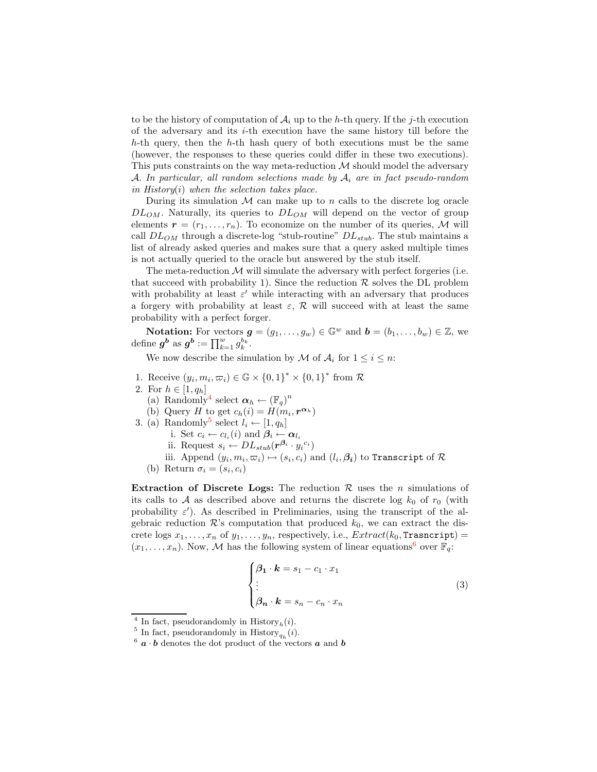to be the history of computation of $\mathcal{A}_i$ up to the $h$-th query. If the $j$-th execution of the adversary and its $i$-th execution have the same history till before the $h$-th query, then the $h$-th hash query of both executions must be the same (however, the responses to these queries could differ in these two executions). This puts constraints on the way meta-reduction $\mathcal{M}$ should model the adversary $\mathcal{A}$. *In particular, all random selections made by* $\mathcal{A}_i$ *are in fact pseudo-random in History*($i$) *when the selection takes place.*

During its simulation $\mathcal{M}$ can make up to $n$ calls to the discrete log oracle $DL_{OM}$. Naturally, its queries to $DL_{OM}$ will depend on the vector of group elements $\boldsymbol{r} = (r_1, \ldots, r_n)$. To economize on the number of its queries, $\mathcal{M}$ will call $DL_{OM}$ through a discrete-log "stub-routine" $DL_{stub}$. The stub maintains a list of already asked queries and makes sure that a query asked multiple times is not actually queried to the oracle but answered by the stub itself.

The meta-reduction $\mathcal{M}$ will simulate the adversary with perfect forgeries (i.e. that succeed with probability 1). Since the reduction $\mathcal{R}$ solves the DL problem with probability at least $\varepsilon'$ while interacting with an adversary that produces a forgery with probability at least $\varepsilon$, $\mathcal{R}$ will succeed with at least the same probability with a perfect forger.

**Notation:** For vectors $\boldsymbol{g} = (g_1, \ldots, g_w) \in \mathbb{G}^w$ and $\boldsymbol{b} = (b_1, \ldots, b_w) \in \mathbb{Z}$, we define $\boldsymbol{g}^{\boldsymbol{b}}$ as $\boldsymbol{g}^{\boldsymbol{b}} := \prod_{k=1}^{w} g_k^{b_k}$.

We now describe the simulation by $\mathcal{M}$ of $\mathcal{A}_i$ for $1 \le i \le n$:

1. Receive $(y_i, m_i, \varpi_i) \in \mathbb{G} \times \{0,1\}^* \times \{0,1\}^*$ from $\mathcal{R}$
2. For $h \in [1, q_h]$
   (a) Randomly[4] select $\boldsymbol{\alpha}_h \leftarrow (\mathbb{F}_q)^n$
   (b) Query $H$ to get $c_h(i) = H(m_i, \boldsymbol{r}^{\boldsymbol{\alpha}_h})$
3. (a) Randomly[5] select $l_i \leftarrow [1, q_h]$
      i. Set $c_i \leftarrow c_{l_i}(i)$ and $\boldsymbol{\beta}_i \leftarrow \boldsymbol{\alpha}_{l_i}$
      ii. Request $s_i \leftarrow DL_{stub}(\boldsymbol{r}^{\boldsymbol{\beta}_i} \cdot {y_i}^{c_i})$
      iii. Append $(y_i, m_i, \varpi_i) \mapsto (s_i, c_i)$ and $(l_i, \boldsymbol{\beta_i})$ to `Transcript` of $\mathcal{R}$
   (b) Return $\sigma_i = (s_i, c_i)$

**Extraction of Discrete Logs:** The reduction $\mathcal{R}$ uses the $n$ simulations of its calls to $\mathcal{A}$ as described above and returns the discrete log $k_0$ of $r_0$ (with probability $\varepsilon'$). As described in Preliminaries, using the transcript of the algebraic reduction $\mathcal{R}$'s computation that produced $k_0$, we can extract the discrete logs $x_1, \ldots, x_n$ of $y_1, \ldots, y_n$, respectively, i.e., $Extract(k_0, \texttt{Trasncript}) = (x_1, \ldots, x_n)$. Now, $\mathcal{M}$ has the following system of linear equations[6] over $\mathbb{F}_q$:

$$\begin{cases} \boldsymbol{\beta_1} \cdot \boldsymbol{k} = s_1 - c_1 \cdot x_1 \\ \vdots \\ \boldsymbol{\beta_n} \cdot \boldsymbol{k} = s_n - c_n \cdot x_n \end{cases} \tag{3}$$

[4] In fact, pseudorandomly in $\text{History}_h(i)$.

[5] In fact, pseudorandomly in $\text{History}_{q_h}(i)$.

[6] $\boldsymbol{a} \cdot \boldsymbol{b}$ denotes the dot product of the vectors $\boldsymbol{a}$ and $\boldsymbol{b}$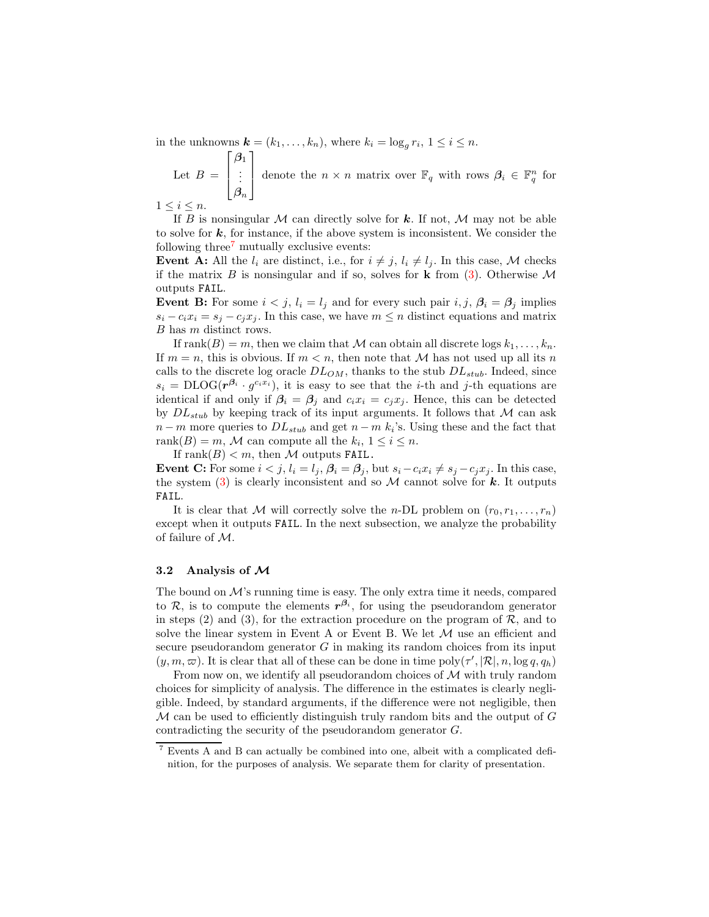in the unknowns $\boldsymbol{k} = (k_1, \ldots, k_n)$, where $k_i = \log_g r_i$, $1 \le i \le n$.

Let $B = \begin{bmatrix} \boldsymbol{\beta}_1 \\ \vdots \\ \boldsymbol{\beta}_n \end{bmatrix}$ denote the $n \times n$ matrix over $\mathbb{F}_q$ with rows $\boldsymbol{\beta}_i \in \mathbb{F}_q^n$ for $1 \le i \le n$.

If $B$ is nonsingular $\mathcal{M}$ can directly solve for $\boldsymbol{k}$. If not, $\mathcal{M}$ may not be able to solve for $\boldsymbol{k}$, for instance, if the above system is inconsistent. We consider the following three[7] mutually exclusive events:

**Event A:** All the $l_i$ are distinct, i.e., for $i \ne j$, $l_i \ne l_j$. In this case, $\mathcal{M}$ checks if the matrix $B$ is nonsingular and if so, solves for $\mathbf{k}$ from (3). Otherwise $\mathcal{M}$ outputs `FAIL`.

**Event B:** For some $i < j$, $l_i = l_j$ and for every such pair $i, j$, $\boldsymbol{\beta}_i = \boldsymbol{\beta}_j$ implies $s_i - c_i x_i = s_j - c_j x_j$. In this case, we have $m \le n$ distinct equations and matrix $B$ has $m$ distinct rows.

If $\text{rank}(B) = m$, then we claim that $\mathcal{M}$ can obtain all discrete logs $k_1, \ldots, k_n$. If $m = n$, this is obvious. If $m < n$, then note that $\mathcal{M}$ has not used up all its $n$ calls to the discrete log oracle $DL_{OM}$, thanks to the stub $DL_{stub}$. Indeed, since $s_i = \text{DLOG}(\boldsymbol{r}^{\boldsymbol{\beta}_i} \cdot g^{c_i x_i})$, it is easy to see that the $i$-th and $j$-th equations are identical if and only if $\boldsymbol{\beta}_i = \boldsymbol{\beta}_j$ and $c_i x_i = c_j x_j$. Hence, this can be detected by $DL_{stub}$ by keeping track of its input arguments. It follows that $\mathcal{M}$ can ask $n - m$ more queries to $DL_{stub}$ and get $n - m$ $k_i$'s. Using these and the fact that $\text{rank}(B) = m$, $\mathcal{M}$ can compute all the $k_i$, $1 \le i \le n$.

If $\text{rank}(B) < m$, then $\mathcal{M}$ outputs `FAIL`.

**Event C:** For some $i < j$, $l_i = l_j$, $\boldsymbol{\beta}_i = \boldsymbol{\beta}_j$, but $s_i - c_i x_i \ne s_j - c_j x_j$. In this case, the system (3) is clearly inconsistent and so $\mathcal{M}$ cannot solve for $\boldsymbol{k}$. It outputs `FAIL`.

It is clear that $\mathcal{M}$ will correctly solve the $n$-DL problem on $(r_0, r_1, \ldots, r_n)$ except when it outputs `FAIL`. In the next subsection, we analyze the probability of failure of $\mathcal{M}$.

### 3.2 Analysis of $\mathcal{M}$

The bound on $\mathcal{M}$'s running time is easy. The only extra time it needs, compared to $\mathcal{R}$, is to compute the elements $\boldsymbol{r}^{\boldsymbol{\beta}_i}$, for using the pseudorandom generator in steps (2) and (3), for the extraction procedure on the program of $\mathcal{R}$, and to solve the linear system in Event A or Event B. We let $\mathcal{M}$ use an efficient and secure pseudorandom generator $G$ in making its random choices from its input $(y, m, \varpi)$. It is clear that all of these can be done in time $\text{poly}(\tau', |\mathcal{R}|, n, \log q, q_h)$

From now on, we identify all pseudorandom choices of $\mathcal{M}$ with truly random choices for simplicity of analysis. The difference in the estimates is clearly negligible. Indeed, by standard arguments, if the difference were not negligible, then $\mathcal{M}$ can be used to efficiently distinguish truly random bits and the output of $G$ contradicting the security of the pseudorandom generator $G$.

---

[7] Events A and B can actually be combined into one, albeit with a complicated definition, for the purposes of analysis. We separate them for clarity of presentation.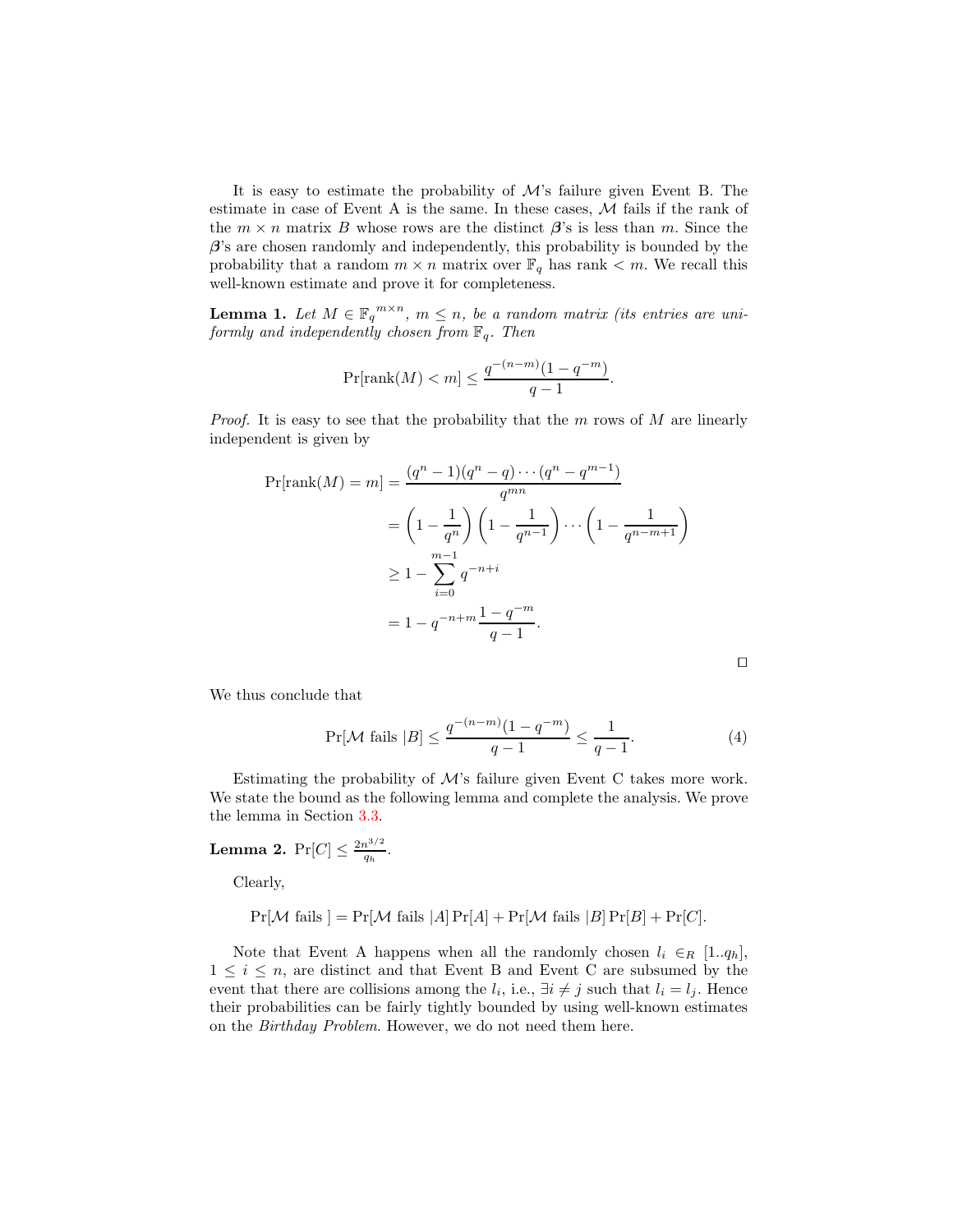It is easy to estimate the probability of $\mathcal{M}$'s failure given Event B. The estimate in case of Event A is the same. In these cases, $\mathcal{M}$ fails if the rank of the $m \times n$ matrix $B$ whose rows are the distinct $\boldsymbol{\beta}$'s is less than $m$. Since the $\boldsymbol{\beta}$'s are chosen randomly and independently, this probability is bounded by the probability that a random $m \times n$ matrix over $\mathbb{F}_q$ has rank $< m$. We recall this well-known estimate and prove it for completeness.

**Lemma 1.** *Let $M \in {\mathbb{F}_q}^{m \times n}$, $m \leq n$, be a random matrix (its entries are uniformly and independently chosen from $\mathbb{F}_q$. Then*

$$\Pr[\text{rank}(M) < m] \leq \frac{q^{-(n-m)}(1 - q^{-m})}{q-1}.$$

*Proof.* It is easy to see that the probability that the $m$ rows of $M$ are linearly independent is given by

$$\begin{aligned}
\Pr[\text{rank}(M) = m] &= \frac{(q^n - 1)(q^n - q)\cdots(q^n - q^{m-1})}{q^{mn}} \\
&= \left(1 - \frac{1}{q^n}\right)\left(1 - \frac{1}{q^{n-1}}\right)\cdots\left(1 - \frac{1}{q^{n-m+1}}\right) \\
&\geq 1 - \sum_{i=0}^{m-1} q^{-n+i} \\
&= 1 - q^{-n+m}\frac{1 - q^{-m}}{q-1}.
\end{aligned}$$

□

We thus conclude that

$$\Pr[\mathcal{M} \text{ fails } | B] \leq \frac{q^{-(n-m)}(1 - q^{-m})}{q-1} \leq \frac{1}{q-1}. \tag{4}$$

Estimating the probability of $\mathcal{M}$'s failure given Event C takes more work. We state the bound as the following lemma and complete the analysis. We prove the lemma in Section 3.3.

**Lemma 2.** $\Pr[C] \leq \frac{2n^{3/2}}{q_h}$.

Clearly,

$$\Pr[\mathcal{M} \text{ fails }] = \Pr[\mathcal{M} \text{ fails } | A]\Pr[A] + \Pr[\mathcal{M} \text{ fails } | B]\Pr[B] + \Pr[C].$$

Note that Event A happens when all the randomly chosen $l_i \in_R [1..q_h]$, $1 \leq i \leq n$, are distinct and that Event B and Event C are subsumed by the event that there are collisions among the $l_i$, i.e., $\exists i \neq j$ such that $l_i = l_j$. Hence their probabilities can be fairly tightly bounded by using well-known estimates on the *Birthday Problem*. However, we do not need them here.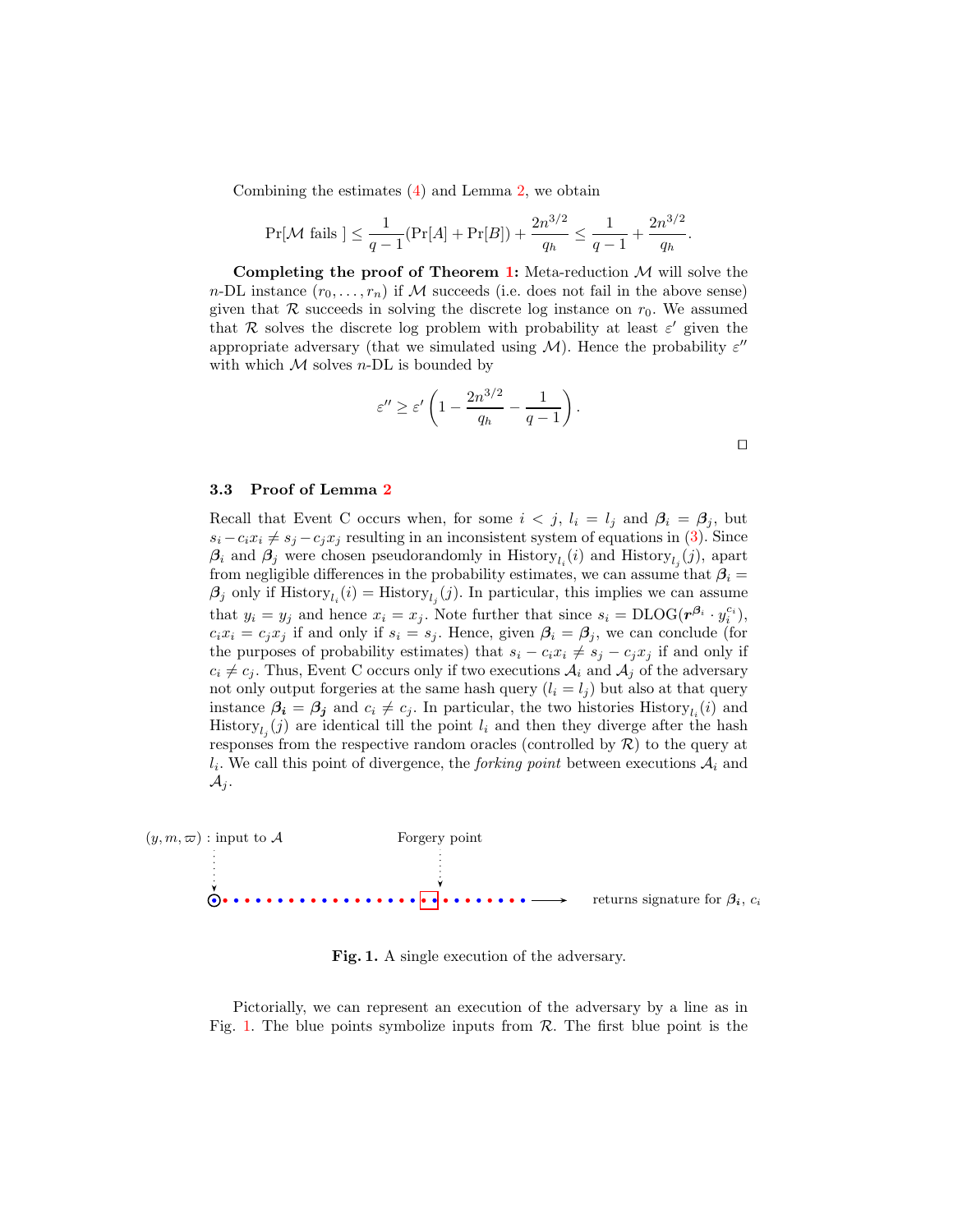Combining the estimates (4) and Lemma 2, we obtain

$$\Pr[\mathcal{M} \text{ fails }] \leq \frac{1}{q-1}(\Pr[A] + \Pr[B]) + \frac{2n^{3/2}}{q_h} \leq \frac{1}{q-1} + \frac{2n^{3/2}}{q_h}.$$

**Completing the proof of Theorem 1:** Meta-reduction $\mathcal{M}$ will solve the $n$-DL instance $(r_0, \ldots, r_n)$ if $\mathcal{M}$ succeeds (i.e. does not fail in the above sense) given that $\mathcal{R}$ succeeds in solving the discrete log instance on $r_0$. We assumed that $\mathcal{R}$ solves the discrete log problem with probability at least $\varepsilon'$ given the appropriate adversary (that we simulated using $\mathcal{M}$). Hence the probability $\varepsilon''$ with which $\mathcal{M}$ solves $n$-DL is bounded by

$$\varepsilon'' \geq \varepsilon' \left(1 - \frac{2n^{3/2}}{q_h} - \frac{1}{q-1}\right).$$

□

### 3.3 Proof of Lemma 2

Recall that Event C occurs when, for some $i < j$, $l_i = l_j$ and $\boldsymbol{\beta}_i = \boldsymbol{\beta}_j$, but $s_i - c_i x_i \neq s_j - c_j x_j$ resulting in an inconsistent system of equations in (3). Since $\boldsymbol{\beta}_i$ and $\boldsymbol{\beta}_j$ were chosen pseudorandomly in $\text{History}_{l_i}(i)$ and $\text{History}_{l_j}(j)$, apart from negligible differences in the probability estimates, we can assume that $\boldsymbol{\beta}_i = \boldsymbol{\beta}_j$ only if $\text{History}_{l_i}(i) = \text{History}_{l_j}(j)$. In particular, this implies we can assume that $y_i = y_j$ and hence $x_i = x_j$. Note further that since $s_i = \text{DLOG}(\boldsymbol{r}^{\boldsymbol{\beta}_i} \cdot y_i^{c_i})$, $c_i x_i = c_j x_j$ if and only if $s_i = s_j$. Hence, given $\boldsymbol{\beta}_i = \boldsymbol{\beta}_j$, we can conclude (for the purposes of probability estimates) that $s_i - c_i x_i \neq s_j - c_j x_j$ if and only if $c_i \neq c_j$. Thus, Event C occurs only if two executions $\mathcal{A}_i$ and $\mathcal{A}_j$ of the adversary not only output forgeries at the same hash query ($l_i = l_j$) but also at that query instance $\boldsymbol{\beta}_i = \boldsymbol{\beta}_j$ and $c_i \neq c_j$. In particular, the two histories $\text{History}_{l_i}(i)$ and $\text{History}_{l_j}(j)$ are identical till the point $l_i$ and then they diverge after the hash responses from the respective random oracles (controlled by $\mathcal{R}$) to the query at $l_i$. We call this point of divergence, the *forking point* between executions $\mathcal{A}_i$ and $\mathcal{A}_j$.

$(y, m, \varpi)$ : input to $\mathcal{A}$ — Forgery point — returns signature for $\boldsymbol{\beta}_i$, $c_i$

**Fig. 1.** A single execution of the adversary.

Pictorially, we can represent an execution of the adversary by a line as in Fig. 1. The blue points symbolize inputs from $\mathcal{R}$. The first blue point is the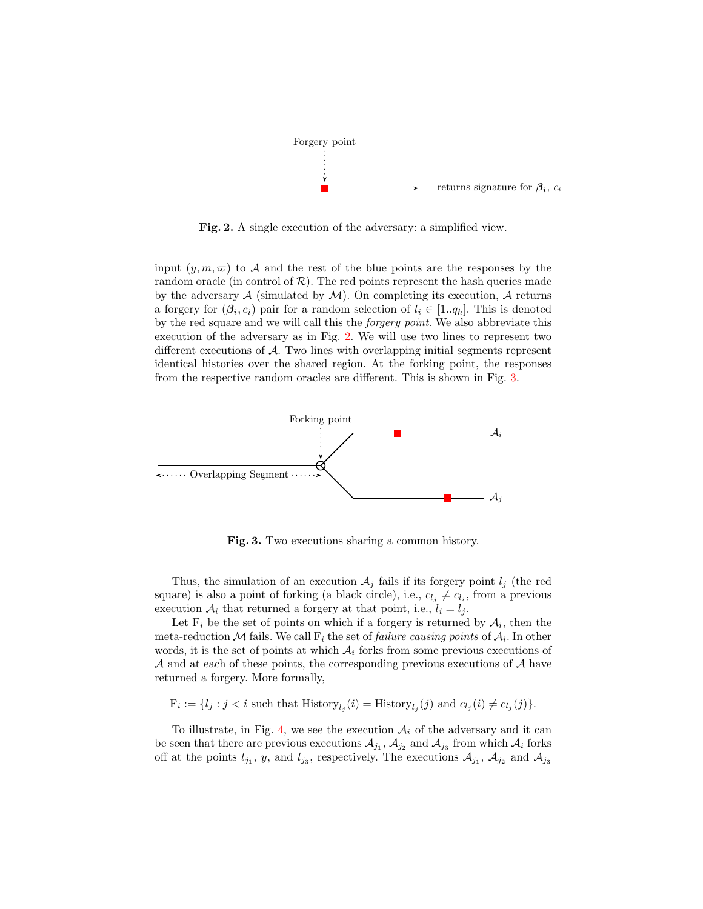Forgery point

returns signature for $\boldsymbol{\beta_i}$, $c_i$

**Fig. 2.** A single execution of the adversary: a simplified view.

input $(y, m, \varpi)$ to $\mathcal{A}$ and the rest of the blue points are the responses by the random oracle (in control of $\mathcal{R}$). The red points represent the hash queries made by the adversary $\mathcal{A}$ (simulated by $\mathcal{M}$). On completing its execution, $\mathcal{A}$ returns a forgery for $(\boldsymbol{\beta}_i, c_i)$ pair for a random selection of $l_i \in [1..q_h]$. This is denoted by the red square and we will call this the *forgery point*. We also abbreviate this execution of the adversary as in Fig. 2. We will use two lines to represent two different executions of $\mathcal{A}$. Two lines with overlapping initial segments represent identical histories over the shared region. At the forking point, the responses from the respective random oracles are different. This is shown in Fig. 3.

Forking point

Overlapping Segment

$\mathcal{A}_i$

$\mathcal{A}_j$

**Fig. 3.** Two executions sharing a common history.

Thus, the simulation of an execution $\mathcal{A}_j$ fails if its forgery point $l_j$ (the red square) is also a point of forking (a black circle), i.e., $c_{l_j} \neq c_{l_i}$, from a previous execution $\mathcal{A}_i$ that returned a forgery at that point, i.e., $l_i = l_j$.

Let $\mathrm{F}_i$ be the set of points on which if a forgery is returned by $\mathcal{A}_i$, then the meta-reduction $\mathcal{M}$ fails. We call $\mathrm{F}_i$ the set of *failure causing points* of $\mathcal{A}_i$. In other words, it is the set of points at which $\mathcal{A}_i$ forks from some previous executions of $\mathcal{A}$ and at each of these points, the corresponding previous executions of $\mathcal{A}$ have returned a forgery. More formally,

$$\mathrm{F}_i := \{l_j : j < i \text{ such that } \mathrm{History}_{l_j}(i) = \mathrm{History}_{l_j}(j) \text{ and } c_{l_j}(i) \neq c_{l_j}(j)\}.$$

To illustrate, in Fig. 4, we see the execution $\mathcal{A}_i$ of the adversary and it can be seen that there are previous executions $\mathcal{A}_{j_1}$, $\mathcal{A}_{j_2}$ and $\mathcal{A}_{j_3}$ from which $\mathcal{A}_i$ forks off at the points $l_{j_1}$, $y$, and $l_{j_3}$, respectively. The executions $\mathcal{A}_{j_1}$, $\mathcal{A}_{j_2}$ and $\mathcal{A}_{j_3}$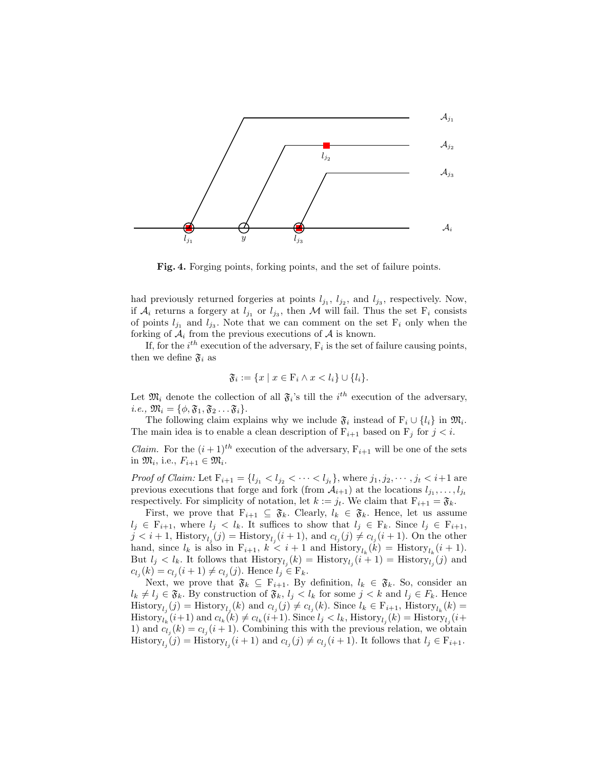**Fig. 4.** Forging points, forking points, and the set of failure points.

had previously returned forgeries at points $l_{j_1}$, $l_{j_2}$, and $l_{j_3}$, respectively. Now, if $\mathcal{A}_i$ returns a forgery at $l_{j_1}$ or $l_{j_3}$, then $\mathcal{M}$ will fail. Thus the set $\mathrm{F}_i$ consists of points $l_{j_1}$ and $l_{j_3}$. Note that we can comment on the set $\mathrm{F}_i$ only when the forking of $\mathcal{A}_i$ from the previous executions of $\mathcal{A}$ is known.

If, for the $i^{th}$ execution of the adversary, $\mathrm{F}_i$ is the set of failure causing points, then we define $\mathfrak{F}_i$ as

$$\mathfrak{F}_i := \{x \mid x \in \mathrm{F}_i \wedge x < l_i\} \cup \{l_i\}.$$

Let $\mathfrak{M}_i$ denote the collection of all $\mathfrak{F}_i$'s till the $i^{th}$ execution of the adversary, *i.e.*, $\mathfrak{M}_i = \{\phi, \mathfrak{F}_1, \mathfrak{F}_2 \dots \mathfrak{F}_i\}$.

The following claim explains why we include $\mathfrak{F}_i$ instead of $\mathrm{F}_i \cup \{l_i\}$ in $\mathfrak{M}_i$. The main idea is to enable a clean description of $\mathrm{F}_{i+1}$ based on $\mathrm{F}_j$ for $j < i$.

*Claim.* For the $(i+1)^{th}$ execution of the adversary, $\mathrm{F}_{i+1}$ will be one of the sets in $\mathfrak{M}_i$, i.e., $F_{i+1} \in \mathfrak{M}_i$.

*Proof of Claim:* Let $\mathrm{F}_{i+1} = \{l_{j_1} < l_{j_2} < \cdots < l_{j_t}\}$, where $j_1, j_2, \cdots, j_t < i+1$ are previous executions that forge and fork (from $\mathcal{A}_{i+1}$) at the locations $l_{j_1}, \dots, l_{j_t}$ respectively. For simplicity of notation, let $k := j_t$. We claim that $\mathrm{F}_{i+1} = \mathfrak{F}_k$.

First, we prove that $\mathrm{F}_{i+1} \subseteq \mathfrak{F}_k$. Clearly, $l_k \in \mathfrak{F}_k$. Hence, let us assume $l_j \in \mathrm{F}_{i+1}$, where $l_j < l_k$. It suffices to show that $l_j \in \mathrm{F}_k$. Since $l_j \in \mathrm{F}_{i+1}$, $j < i+1$, $\mathrm{History}_{l_j}(j) = \mathrm{History}_{l_j}(i+1)$, and $c_{l_j}(j) \neq c_{l_j}(i+1)$. On the other hand, since $l_k$ is also in $\mathrm{F}_{i+1}$, $k < i+1$ and $\mathrm{History}_{l_k}(k) = \mathrm{History}_{l_k}(i+1)$. But $l_j < l_k$. It follows that $\mathrm{History}_{l_j}(k) = \mathrm{History}_{l_j}(i+1) = \mathrm{History}_{l_j}(j)$ and $c_{l_j}(k) = c_{l_j}(i+1) \neq c_{l_j}(j)$. Hence $l_j \in \mathrm{F}_k$.

Next, we prove that $\mathfrak{F}_k \subseteq \mathrm{F}_{i+1}$. By definition, $l_k \in \mathfrak{F}_k$. So, consider an $l_k \neq l_j \in \mathfrak{F}_k$. By construction of $\mathfrak{F}_k$, $l_j < l_k$ for some $j < k$ and $l_j \in F_k$. Hence $\mathrm{History}_{l_j}(j) = \mathrm{History}_{l_j}(k)$ and $c_{l_j}(j) \neq c_{l_j}(k)$. Since $l_k \in \mathrm{F}_{i+1}$, $\mathrm{History}_{l_k}(k) = \mathrm{History}_{l_k}(i+1)$ and $c_{l_k}(k) \neq c_{l_k}(i+1)$. Since $l_j < l_k$, $\mathrm{History}_{l_j}(k) = \mathrm{History}_{l_j}(i+1)$ and $c_{l_j}(k) = c_{l_j}(i+1)$. Combining this with the previous relation, we obtain $\mathrm{History}_{l_j}(j) = \mathrm{History}_{l_j}(i+1)$ and $c_{l_j}(j) \neq c_{l_j}(i+1)$. It follows that $l_j \in \mathrm{F}_{i+1}$.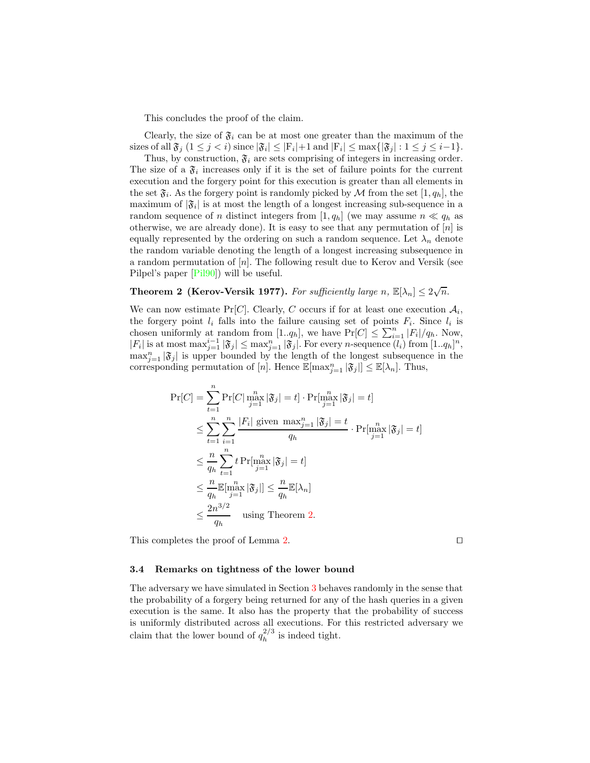This concludes the proof of the claim.

Clearly, the size of $\mathfrak{F}_i$ can be at most one greater than the maximum of the sizes of all $\mathfrak{F}_j$ $(1 \leq j < i)$ since $|\mathfrak{F}_i| \leq |\mathrm{F}_i|+1$ and $|\mathrm{F}_i| \leq \max\{|\mathfrak{F}_j| : 1 \leq j \leq i-1\}$.

Thus, by construction, $\mathfrak{F}_i$ are sets comprising of integers in increasing order. The size of a $\mathfrak{F}_i$ increases only if it is the set of failure points for the current execution and the forgery point for this execution is greater than all elements in the set $\mathfrak{F}_i$. As the forgery point is randomly picked by $\mathcal{M}$ from the set $[1, q_h]$, the maximum of $|\mathfrak{F}_i|$ is at most the length of a longest increasing sub-sequence in a random sequence of $n$ distinct integers from $[1, q_h]$ (we may assume $n \ll q_h$ as otherwise, we are already done). It is easy to see that any permutation of $[n]$ is equally represented by the ordering on such a random sequence. Let $\lambda_n$ denote the random variable denoting the length of a longest increasing subsequence in a random permutation of $[n]$. The following result due to Kerov and Versik (see Pilpel's paper [Pil90]) will be useful.

**Theorem 2 (Kerov-Versik 1977).** *For sufficiently large $n$, $\mathbb{E}[\lambda_n] \leq 2\sqrt{n}$.*

We can now estimate $\Pr[C]$. Clearly, $C$ occurs if for at least one execution $\mathcal{A}_i$, the forgery point $l_i$ falls into the failure causing set of points $F_i$. Since $l_i$ is chosen uniformly at random from $[1..q_h]$, we have $\Pr[C] \leq \sum_{i=1}^{n} |F_i|/q_h$. Now, $|F_i|$ is at most $\max_{j=1}^{i-1} |\mathfrak{F}_j| \leq \max_{j=1}^{n} |\mathfrak{F}_j|$. For every $n$-sequence $(l_i)$ from $[1..q_h]^n$, $\max_{j=1}^{n} |\mathfrak{F}_j|$ is upper bounded by the length of the longest subsequence in the corresponding permutation of $[n]$. Hence $\mathbb{E}[\max_{j=1}^{n} |\mathfrak{F}_j|] \leq \mathbb{E}[\lambda_n]$. Thus,

$$
\begin{aligned}
\Pr[C] &= \sum_{t=1}^{n} \Pr[C | \max_{j=1}^{n} |\mathfrak{F}_j| = t] \cdot \Pr[\max_{j=1}^{n} |\mathfrak{F}_j| = t] \\
&\leq \sum_{t=1}^{n} \sum_{i=1}^{n} \frac{|F_i| \text{ given } \max_{j=1}^{n} |\mathfrak{F}_j| = t}{q_h} \cdot \Pr[\max_{j=1}^{n} |\mathfrak{F}_j| = t] \\
&\leq \frac{n}{q_h} \sum_{t=1}^{n} t \Pr[\max_{j=1}^{n} |\mathfrak{F}_j| = t] \\
&\leq \frac{n}{q_h} \mathbb{E}[\max_{j=1}^{n} |\mathfrak{F}_j|] \leq \frac{n}{q_h} \mathbb{E}[\lambda_n] \\
&\leq \frac{2n^{3/2}}{q_h} \quad \text{using Theorem 2.}
\end{aligned}
$$

This completes the proof of Lemma 2. $\square$

### 3.4 Remarks on tightness of the lower bound

The adversary we have simulated in Section 3 behaves randomly in the sense that the probability of a forgery being returned for any of the hash queries in a given execution is the same. It also has the property that the probability of success is uniformly distributed across all executions. For this restricted adversary we claim that the lower bound of $q_h^{2/3}$ is indeed tight.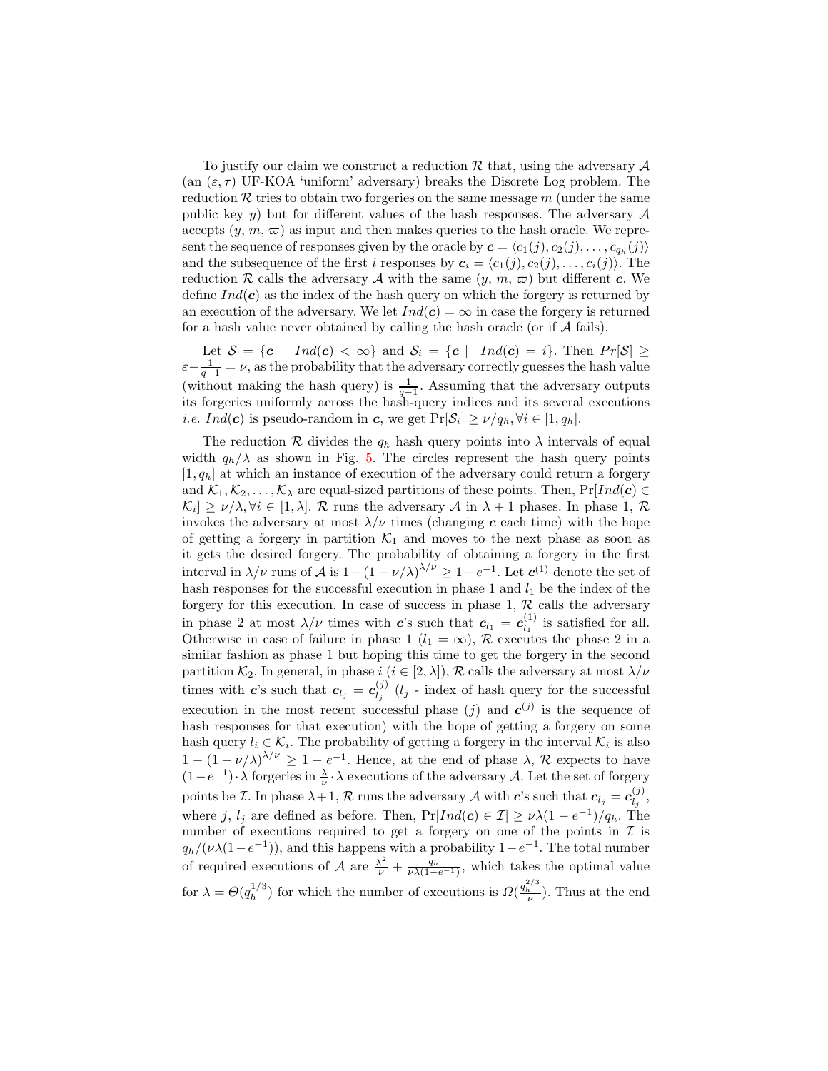To justify our claim we construct a reduction $\mathcal{R}$ that, using the adversary $\mathcal{A}$ (an $(\varepsilon, \tau)$ UF-KOA 'uniform' adversary) breaks the Discrete Log problem. The reduction $\mathcal{R}$ tries to obtain two forgeries on the same message $m$ (under the same public key $y$) but for different values of the hash responses. The adversary $\mathcal{A}$ accepts $(y, m, \varpi)$ as input and then makes queries to the hash oracle. We represent the sequence of responses given by the oracle by $\boldsymbol{c} = \langle c_1(j), c_2(j), \ldots, c_{q_h}(j)\rangle$ and the subsequence of the first $i$ responses by $\boldsymbol{c}_i = \langle c_1(j), c_2(j), \ldots, c_i(j)\rangle$. The reduction $\mathcal{R}$ calls the adversary $\mathcal{A}$ with the same $(y, m, \varpi)$ but different $\boldsymbol{c}$. We define $Ind(\boldsymbol{c})$ as the index of the hash query on which the forgery is returned by an execution of the adversary. We let $Ind(\boldsymbol{c}) = \infty$ in case the forgery is returned for a hash value never obtained by calling the hash oracle (or if $\mathcal{A}$ fails).

Let $\mathcal{S} = \{\boldsymbol{c} \mid Ind(\boldsymbol{c}) < \infty\}$ and $\mathcal{S}_i = \{\boldsymbol{c} \mid Ind(\boldsymbol{c}) = i\}$. Then $Pr[\mathcal{S}] \geq \varepsilon - \frac{1}{q-1} = \nu$, as the probability that the adversary correctly guesses the hash value (without making the hash query) is $\frac{1}{q-1}$. Assuming that the adversary outputs its forgeries uniformly across the hash-query indices and its several executions *i.e.* $Ind(\boldsymbol{c})$ is pseudo-random in $\boldsymbol{c}$, we get $\Pr[\mathcal{S}_i] \geq \nu/q_h, \forall i \in [1, q_h]$.

The reduction $\mathcal{R}$ divides the $q_h$ hash query points into $\lambda$ intervals of equal width $q_h/\lambda$ as shown in Fig. 5. The circles represent the hash query points $[1, q_h]$ at which an instance of execution of the adversary could return a forgery and $\mathcal{K}_1, \mathcal{K}_2, \ldots, \mathcal{K}_\lambda$ are equal-sized partitions of these points. Then, $\Pr[Ind(\boldsymbol{c}) \in \mathcal{K}_i] \geq \nu/\lambda, \forall i \in [1, \lambda]$. $\mathcal{R}$ runs the adversary $\mathcal{A}$ in $\lambda + 1$ phases. In phase 1, $\mathcal{R}$ invokes the adversary at most $\lambda/\nu$ times (changing $\boldsymbol{c}$ each time) with the hope of getting a forgery in partition $\mathcal{K}_1$ and moves to the next phase as soon as it gets the desired forgery. The probability of obtaining a forgery in the first interval in $\lambda/\nu$ runs of $\mathcal{A}$ is $1-(1-\nu/\lambda)^{\lambda/\nu} \geq 1-e^{-1}$. Let $\boldsymbol{c}^{(1)}$ denote the set of hash responses for the successful execution in phase 1 and $l_1$ be the index of the forgery for this execution. In case of success in phase 1, $\mathcal{R}$ calls the adversary in phase 2 at most $\lambda/\nu$ times with $\boldsymbol{c}$'s such that $\boldsymbol{c}_{l_1} = \boldsymbol{c}^{(1)}_{l_1}$ is satisfied for all. Otherwise in case of failure in phase 1 ($l_1 = \infty$), $\mathcal{R}$ executes the phase 2 in a similar fashion as phase 1 but hoping this time to get the forgery in the second partition $\mathcal{K}_2$. In general, in phase $i$ ($i \in [2, \lambda]$), $\mathcal{R}$ calls the adversary at most $\lambda/\nu$ times with $\boldsymbol{c}$'s such that $\boldsymbol{c}_{l_j} = \boldsymbol{c}^{(j)}_{l_j}$ ($l_j$ - index of hash query for the successful execution in the most recent successful phase ($j$) and $\boldsymbol{c}^{(j)}$ is the sequence of hash responses for that execution) with the hope of getting a forgery on some hash query $l_i \in \mathcal{K}_i$. The probability of getting a forgery in the interval $\mathcal{K}_i$ is also $1-(1-\nu/\lambda)^{\lambda/\nu} \geq 1-e^{-1}$. Hence, at the end of phase $\lambda$, $\mathcal{R}$ expects to have $(1-e^{-1})\cdot\lambda$ forgeries in $\frac{\lambda}{\nu}\cdot\lambda$ executions of the adversary $\mathcal{A}$. Let the set of forgery points be $\mathcal{I}$. In phase $\lambda+1$, $\mathcal{R}$ runs the adversary $\mathcal{A}$ with $\boldsymbol{c}$'s such that $\boldsymbol{c}_{l_j} = \boldsymbol{c}^{(j)}_{l_j}$, where $j$, $l_j$ are defined as before. Then, $\Pr[Ind(\boldsymbol{c}) \in \mathcal{I}] \geq \nu\lambda(1-e^{-1})/q_h$. The number of executions required to get a forgery on one of the points in $\mathcal{I}$ is $q_h/(\nu\lambda(1-e^{-1}))$, and this happens with a probability $1-e^{-1}$. The total number of required executions of $\mathcal{A}$ are $\frac{\lambda^2}{\nu} + \frac{q_h}{\nu\lambda(1-e^{-1})}$, which takes the optimal value for $\lambda = \Theta(q_h^{1/3})$ for which the number of executions is $\Omega(\frac{q_h^{2/3}}{\nu})$. Thus at the end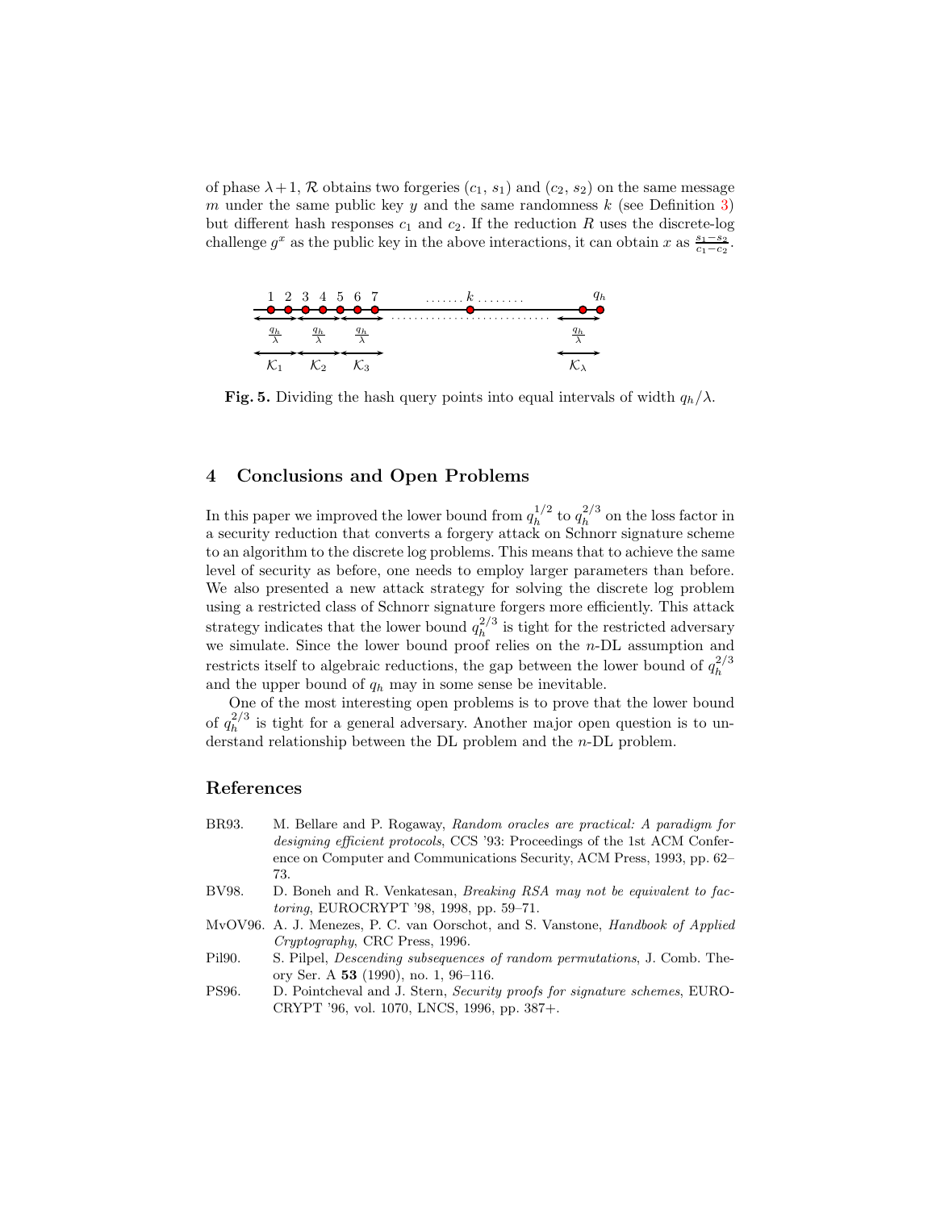of phase $\lambda+1$, $\mathcal{R}$ obtains two forgeries $(c_1, s_1)$ and $(c_2, s_2)$ on the same message $m$ under the same public key $y$ and the same randomness $k$ (see Definition 3) but different hash responses $c_1$ and $c_2$. If the reduction $R$ uses the discrete-log challenge $g^x$ as the public key in the above interactions, it can obtain $x$ as $\frac{s_1-s_2}{c_1-c_2}$.

**Fig. 5.** Dividing the hash query points into equal intervals of width $q_h/\lambda$.

## 4 Conclusions and Open Problems

In this paper we improved the lower bound from $q_h^{1/2}$ to $q_h^{2/3}$ on the loss factor in a security reduction that converts a forgery attack on Schnorr signature scheme to an algorithm to the discrete log problems. This means that to achieve the same level of security as before, one needs to employ larger parameters than before. We also presented a new attack strategy for solving the discrete log problem using a restricted class of Schnorr signature forgers more efficiently. This attack strategy indicates that the lower bound $q_h^{2/3}$ is tight for the restricted adversary we simulate. Since the lower bound proof relies on the $n$-DL assumption and restricts itself to algebraic reductions, the gap between the lower bound of $q_h^{2/3}$ and the upper bound of $q_h$ may in some sense be inevitable.

One of the most interesting open problems is to prove that the lower bound of $q_h^{2/3}$ is tight for a general adversary. Another major open question is to understand relationship between the DL problem and the $n$-DL problem.

## References

- BR93. M. Bellare and P. Rogaway, *Random oracles are practical: A paradigm for designing efficient protocols*, CCS '93: Proceedings of the 1st ACM Conference on Computer and Communications Security, ACM Press, 1993, pp. 62–73.
- BV98. D. Boneh and R. Venkatesan, *Breaking RSA may not be equivalent to factoring*, EUROCRYPT '98, 1998, pp. 59–71.
- MvOV96. A. J. Menezes, P. C. van Oorschot, and S. Vanstone, *Handbook of Applied Cryptography*, CRC Press, 1996.
- Pil90. S. Pilpel, *Descending subsequences of random permutations*, J. Comb. Theory Ser. A **53** (1990), no. 1, 96–116.
- PS96. D. Pointcheval and J. Stern, *Security proofs for signature schemes*, EUROCRYPT '96, vol. 1070, LNCS, 1996, pp. 387+.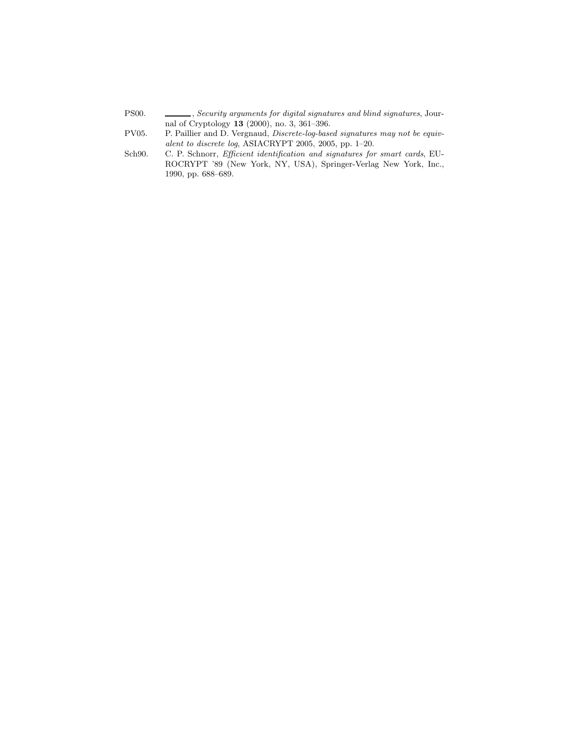PS00. ______, *Security arguments for digital signatures and blind signatures*, Journal of Cryptology **13** (2000), no. 3, 361–396.

PV05. P. Paillier and D. Vergnaud, *Discrete-log-based signatures may not be equivalent to discrete log*, ASIACRYPT 2005, 2005, pp. 1–20.

Sch90. C. P. Schnorr, *Efficient identification and signatures for smart cards*, EUROCRYPT '89 (New York, NY, USA), Springer-Verlag New York, Inc., 1990, pp. 688–689.